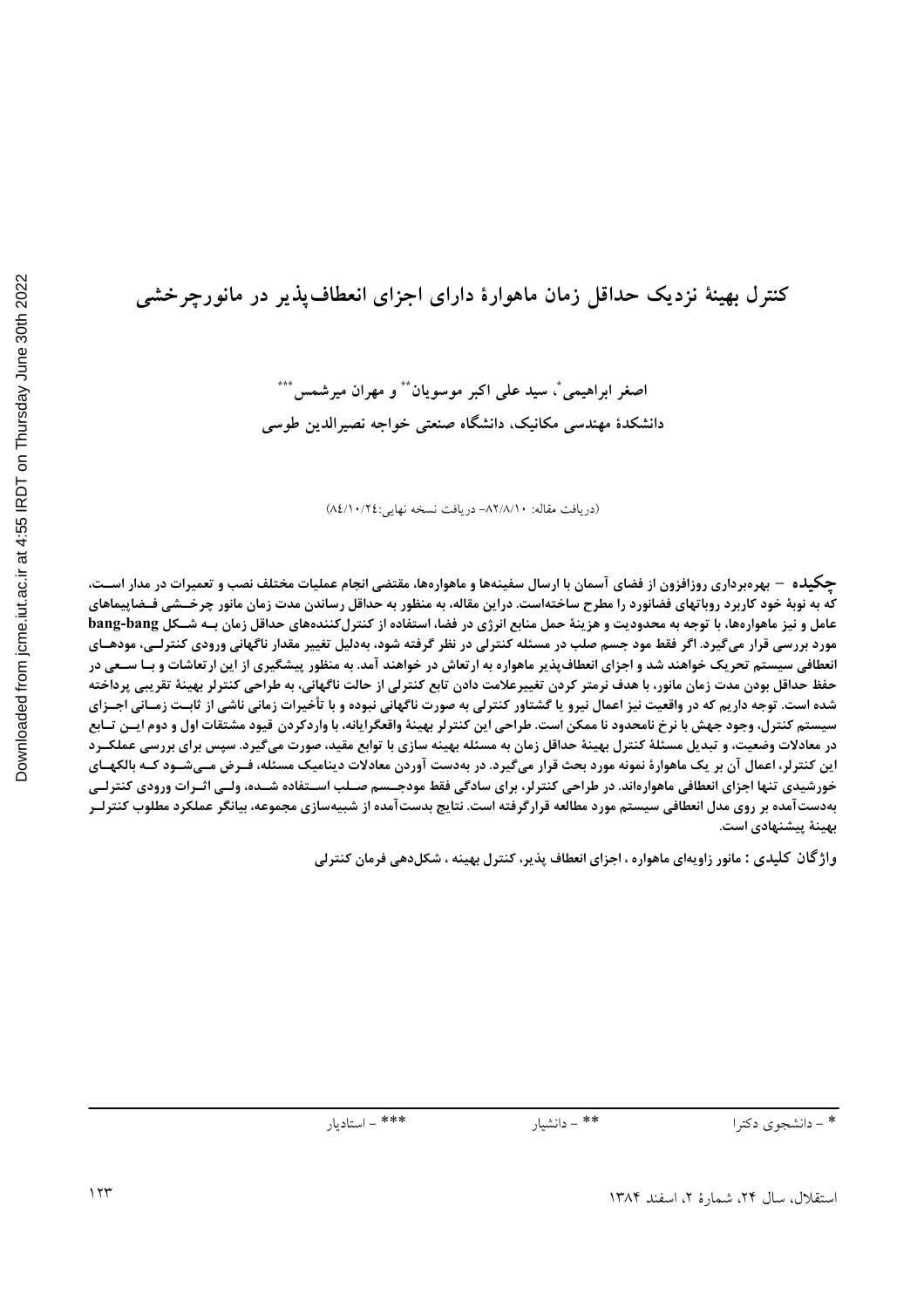# کنترل بهینهٔ نزدیک حداقل زمان ماهوارهٔ دارای اجزای انعطاف‌پذیر در مانورچرخشی

اصغر ابراهیمی*، سید علی اکبر موسویان** و مهران میرشمس***

دانشکدهٔ مهندسی مکانیک، دانشگاه صنعتی خواجه نصیرالدین طوسی

(دریافت مقاله: ۸۲/۸/۱۰– دریافت نسخه نهایی:۸۴/۱۰/۲٤)

**چکیده** – بهره‌برداری روزافزون از فضای آسمان با ارسال سفینه‌ها و ماهواره‌ها، مقتضی انجام عملیات مختلف نصب و تعمیرات در مدار است، که به نوبهٔ خود کاربرد روباتهای فضانورد را مطرح ساخته‌است. دراین مقاله، به منظور به حداقل رساندن مدت زمان مانور چرخشی فضاپیماهای عامل و نیز ماهواره‌ها، با توجه به محدودیت و هزینهٔ حمل منابع انرژی در فضا، استفاده از کنترل‌کننده‌های حداقل زمان به شکل bang-bang مورد بررسی قرار می‌گیرد. اگر فقط مود جسم صلب در مسئله کنترلی در نظر گرفته شود، به‌دلیل تغییر مقدار ناگهانی ورودی کنترلی، مودهای انعطافی سیستم تحریک خواهند شد و اجزای انعطاف‌پذیر ماهواره به ارتعاش در خواهند آمد. به منظور پیشگیری از این ارتعاشات و با سعی در حفظ حداقل بودن مدت زمان مانور، با هدف نرمتر کردن تغییرعلامت دادن تابع کنترلی از حالت ناگهانی، به طراحی کنترلر بهینهٔ تقریبی پرداخته شده است. توجه داریم که در واقعیت نیز اعمال نیرو یا گشتاور کنترلی به صورت ناگهانی نبوده و با تأخیرات زمانی ناشی از ثابت زمانی اجزای سیستم کنترل، وجود جهش با نرخ نامحدود نا ممکن است. طراحی این کنترلر بهینهٔ واقعگرایانه، با واردکردن قیود مشتقات اول و دوم این تابع در معادلات وضعیت، و تبدیل مسئلهٔ کنترل بهینهٔ حداقل زمان به مسئله بهینه سازی با توابع مقید، صورت می‌گیرد. سپس برای بررسی عملکرد این کنترلر، اعمال آن بر یک ماهوارهٔ نمونه مورد بحث قرار می‌گیرد. در به‌دست آوردن معادلات دینامیک مسئله، فرض می‌شود که بالکهای خورشیدی تنها اجزای انعطافی ماهواره‌اند. در طراحی کنترلر، برای سادگی فقط مودجسم صلب استفاده شده، ولی اثرات ورودی کنترلی به‌دست‌آمده بر روی مدل انعطافی سیستم مورد مطالعه قرارگرفته است. نتایج بدست‌آمده از شبیه‌سازی مجموعه، بیانگر عملکرد مطلوب کنترلر بهینهٔ پیشنهادی است.

**واژگان کلیدی :** مانور زاویه‌ای ماهواره ، اجزای انعطاف پذیر، کنترل بهینه ، شکل‌دهی فرمان کنترلی

---

* – دانشجوی دکترا &nbsp;&nbsp;&nbsp; ** – دانشیار &nbsp;&nbsp;&nbsp; *** – استادیار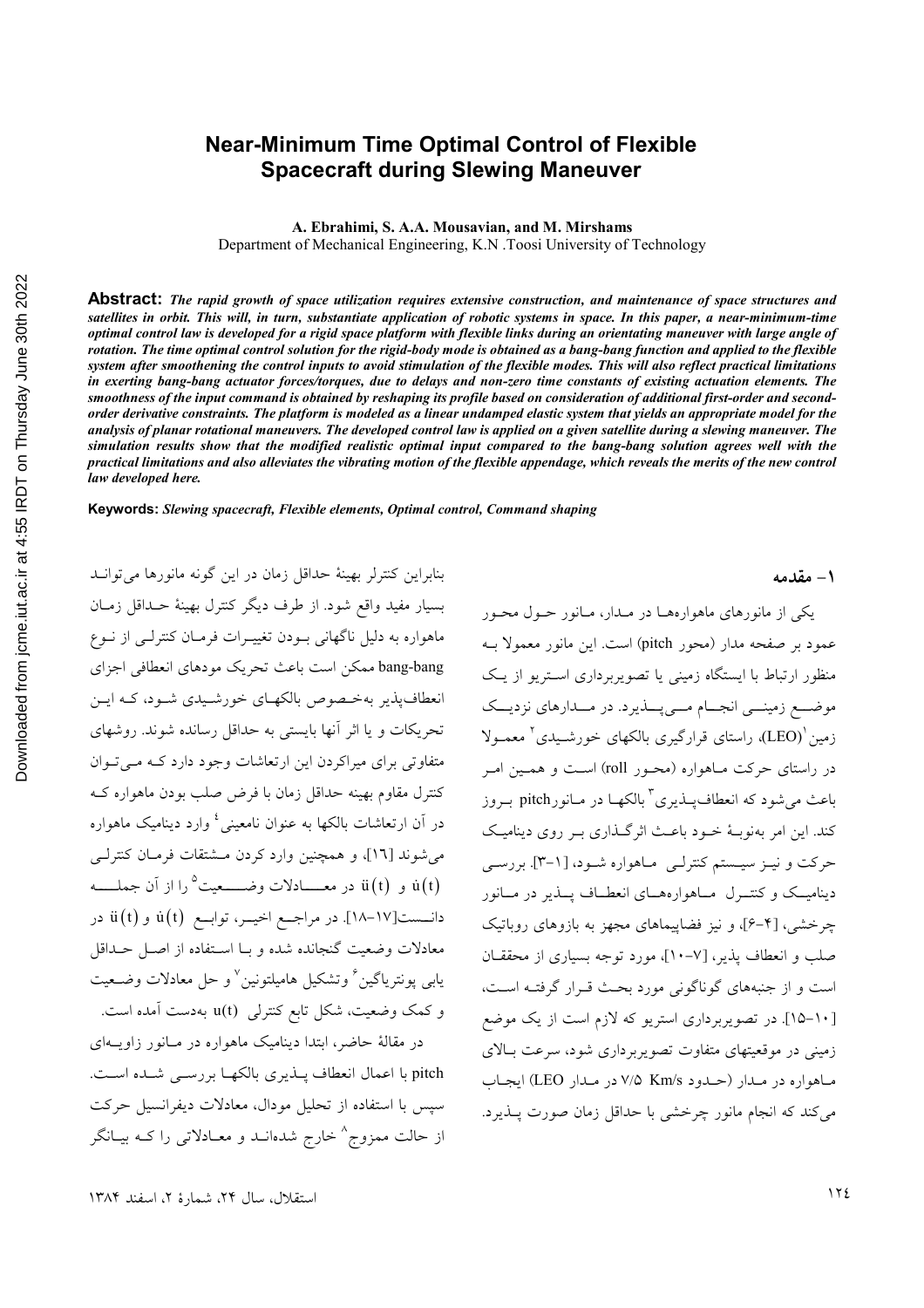# Near-Minimum Time Optimal Control of Flexible Spacecraft during Slewing Maneuver

**A. Ebrahimi, S. A.A. Mousavian, and M. Mirshams**
Department of Mechanical Engineering, K.N .Toosi University of Technology

**Abstract:** *The rapid growth of space utilization requires extensive construction, and maintenance of space structures and satellites in orbit. This will, in turn, substantiate application of robotic systems in space. In this paper, a near-minimum-time optimal control law is developed for a rigid space platform with flexible links during an orientating maneuver with large angle of rotation. The time optimal control solution for the rigid-body mode is obtained as a bang-bang function and applied to the flexible system after smoothening the control inputs to avoid stimulation of the flexible modes. This will also reflect practical limitations in exerting bang-bang actuator forces/torques, due to delays and non-zero time constants of existing actuation elements. The smoothness of the input command is obtained by reshaping its profile based on consideration of additional first-order and second-order derivative constraints. The platform is modeled as a linear undamped elastic system that yields an appropriate model for the analysis of planar rotational maneuvers. The developed control law is applied on a given satellite during a slewing maneuver. The simulation results show that the modified realistic optimal input compared to the bang-bang solution agrees well with the practical limitations and also alleviates the vibrating motion of the flexible appendage, which reveals the merits of the new control law developed here.*

**Keywords:** *Slewing spacecraft, Flexible elements, Optimal control, Command shaping*

## ۱- مقدمه

یکی از مانورهای ماهواره‌ها در مدار، مانور حول محور عمود بر صفحه مدار (محور pitch) است. این مانور معمولا به منظور ارتباط با ایستگاه زمینی یا تصویربرداری استریو از یک موضع زمینی انجام می‌پذیرد. در مدارهای نزدیک زمین[1](LEO)، راستای قرارگیری بالکهای خورشیدی[2] معمولا در راستای حرکت ماهواره (محور roll) است و همین امر باعث می‌شود که انعطاف‌پذیری[3] بالکها در مانورpitch بروز کند. این امر به‌نوبهٔ خود باعث اثرگذاری بر روی دینامیک حرکت و نیز سیستم کنترلی ماهواره شود، [۱-۳]. بررسی دینامیک و کنترل ماهواره‌های انعطاف پذیر در مانور چرخشی، [۴-۶]، و نیز فضاپیماهای مجهز به بازوهای روباتیک صلب و انعطاف پذیر، [۷-۱۰]، مورد توجه بسیاری از محققان است و از جنبه‌های گوناگونی مورد بحث قرار گرفته است، [۱۰-۱۵]. در تصویربرداری استریو که لازم است از یک موضع زمینی در موقعیتهای متفاوت تصویربرداری شود، سرعت بالای ماهواره در مدار (حدود ۷/۵ Km/s در مدار LEO) ایجاب می‌کند که انجام مانور چرخشی با حداقل زمان صورت پذیرد.

بنابراین کنترلر بهینهٔ حداقل زمان در این گونه مانورها می‌تواند بسیار مفید واقع شود. از طرف دیگر کنترل بهینهٔ حداقل زمان ماهواره به دلیل ناگهانی بودن تغییرات فرمان کنترلی از نوع bang-bang ممکن است باعث تحریک مودهای انعطافی اجزای انعطاف‌پذیر به‌خصوص بالکهای خورشیدی شود، که این تحریکات و یا اثر آنها بایستی به حداقل رسانده شوند. روشهای متفاوتی برای میراکردن این ارتعاشات وجود دارد که می‌توان کنترل مقاوم بهینه حداقل زمان با فرض صلب بودن ماهواره که در آن ارتعاشات بالکها به عنوان نامعینی[4] وارد دینامیک ماهواره می‌شوند [۱۶]، و همچنین وارد کردن مشتقات فرمان کنترلی $\dot{u}(t)$ و $\ddot{u}(t)$ در معادلات وضعیت[5] را از آن جمله دانست[۱۷-۱۸]. در مراجع اخیر، توابع $\dot{u}(t)$ و $\ddot{u}(t)$ در معادلات وضعیت گنجانده شده و با استفاده از اصل حداقل یابی پونتریاگین[6] وتشکیل هامیلتونین[7] و حل معادلات وضعیت و کمک وضعیت، شکل تابع کنترلی $u(t)$ به‌دست آمده است.

در مقالهٔ حاضر، ابتدا دینامیک ماهواره در مانور زاویه‌ای pitch با اعمال انعطاف پذیری بالکها بررسی شده است. سپس با استفاده از تحلیل مودال، معادلات دیفرانسیل حرکت از حالت ممزوج[8] خارج شده‌اند و معادلاتی را که بیانگر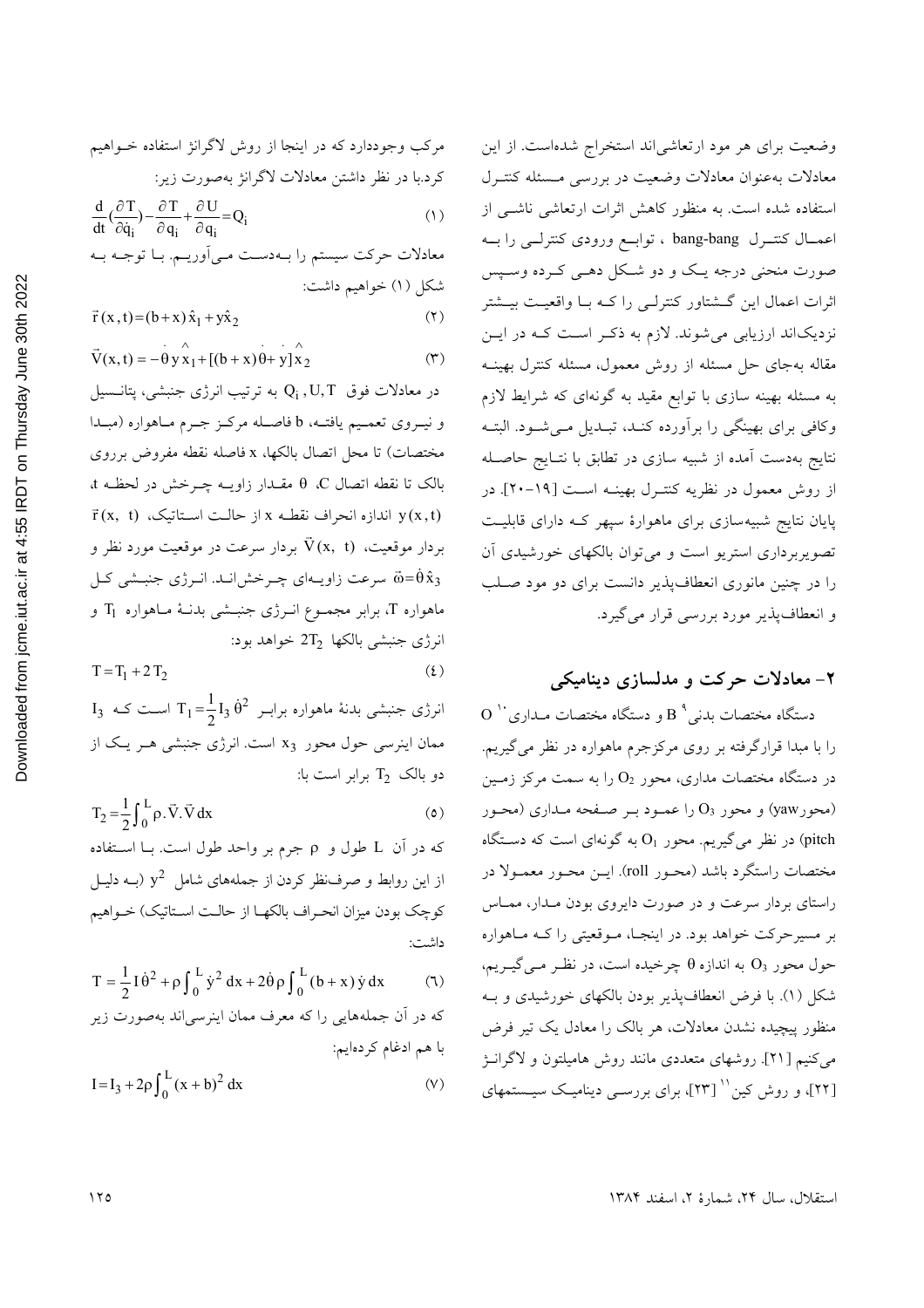وضعیت برای هر مود ارتعاشی‌اند استخراج شده‌است. از این معادلات به‌عنوان معادلات وضعیت در بررسی مسئله کنترل استفاده شده است. به منظور کاهش اثرات ارتعاشی ناشی از اعمال کنترل bang-bang ، توابع ورودی کنترلی را به صورت منحنی درجه یک و دو شکل دهی کرده وسپس اثرات اعمال این گشتاور کنترلی را که با واقعیت بیشتر نزدیک‌اند ارزیابی می‌شوند. لازم به ذکر است که در این مقاله به‌جای حل مسئله از روش معمول، مسئله کنترل بهینه به مسئله بهینه سازی با توابع مقید به گونه‌ای که شرایط لازم وکافی برای بهینگی را برآورده کند، تبدیل می‌شود. البته نتایج به‌دست آمده از شبیه سازی در تطابق با نتایج حاصله از روش معمول در نظریه کنترل بهینه است [۱۹-۲۰]. در پایان نتایج شبیه‌سازی برای ماهوارهٔ سپهر که دارای قابلیت تصویربرداری استریو است و می‌توان بالکهای خورشیدی آن را در چنین مانوری انعطاف‌پذیر دانست برای دو مود صلب و انعطاف‌پذیر مورد بررسی قرار می‌گیرد.

## ۲- معادلات حرکت و مدلسازی دینامیکی

دستگاه مختصات بدنی[۹] B و دستگاه مختصات مداری[۱۰] O را با مبدا قرارگرفته بر روی مرکزجرم ماهواره در نظر می‌گیریم. در دستگاه مختصات مداری، محور $O_2$ را به سمت مرکز زمین (محورyaw) و محور $O_3$ را عمود بر صفحه مداری (محور pitch) در نظر می‌گیریم. محور $O_1$ به گونه‌ای است که دستگاه مختصات راستگرد باشد (محور roll). این محور معمولا در راستای بردار سرعت و در صورت دایروی بودن مدار، مماس بر مسیرحرکت خواهد بود. در اینجا، موقعیتی را که ماهواره حول محور $O_3$ به اندازه $\theta$ چرخیده است، در نظر می‌گیریم، شکل (۱). با فرض انعطاف‌پذیر بودن بالکهای خورشیدی و به منظور پیچیده نشدن معادلات، هر بالک را معادل یک تیر فرض می‌کنیم [۲۱]. روشهای متعددی مانند روش هامیلتون و لاگرانژ [۲۲]، و روش کین[۱۱] [۲۳]، برای بررسی دینامیک سیستمهای مرکب وجوددارد که در اینجا از روش لاگرانژ استفاده خواهیم کرد.با در نظر داشتن معادلات لاگرانژ به‌صورت زیر:

$$\frac{d}{dt}\left(\frac{\partial T}{\partial \dot{q}_i}\right)-\frac{\partial T}{\partial q_i}+\frac{\partial U}{\partial q_i}=Q_i \qquad (۱)$$

معادلات حرکت سیستم را به‌دست می‌آوریم. با توجه به شکل (۱) خواهیم داشت:

$$\vec{r}(x,t)=(b+x)\hat{x}_1+y\hat{x}_2 \qquad (۲)$$

$$\vec{V}(x,t)=-\dot{\theta}\,y\,\hat{x}_1+[(b+x)\dot{\theta}+\dot{y}]\hat{x}_2 \qquad (۳)$$

در معادلات فوق $Q_i\,,U,T$ به ترتیب انرژی جنبشی، پتانسیل و نیروی تعمیم یافته، b فاصله مرکز جرم ماهواره (مبدا مختصات) تا محل اتصال بالکها، x فاصله نقطه مفروض برروی بالک تا نقطه اتصال C، $\theta$ مقدار زاویه چرخش در لحظه t، $y(x,t)$ اندازه انحراف نقطه x از حالت استاتیک، $\vec{r}(x,\ t)$ بردار موقعیت، $\vec{V}(x,\ t)$ بردار سرعت در موقعیت مورد نظر و $\vec{\omega}=\dot{\theta}\hat{x}_3$ سرعت زاویه‌ای چرخش‌اند. انرژی جنبشی کل ماهواره T، برابر مجموع انرژی جنبشی بدنهٔ ماهواره $T_1$ و انرژی جنبشی بالکها $2T_2$ خواهد بود:

$$T=T_1+2\,T_2 \qquad (۴)$$

انرژی جنبشی بدنهٔ ماهواره برابر $T_1=\frac{1}{2}I_3\,\dot{\theta}^2$ است که $I_3$ ممان اینرسی حول محور $x_3$ است. انرژی جنبشی هر یک از دو بالک $T_2$ برابر است با:

$$T_2=\frac{1}{2}\int_0^L \rho.\vec{V}.\vec{V}\,dx \qquad (۵)$$

که در آن L طول و $\rho$ جرم بر واحد طول است. با استفاده از این روابط و صرف‌نظر کردن از جمله‌های شامل $y^2$ (به دلیل کوچک بودن میزان انحراف بالکها از حالت استاتیک) خواهیم داشت:

$$T=\frac{1}{2}I\dot{\theta}^2+\rho\int_0^L \dot{y}^2\,dx+2\dot{\theta}\rho\int_0^L (b+x)\,\dot{y}\,dx \qquad (۶)$$

که در آن جمله‌هایی را که معرف ممان اینرسی‌اند به‌صورت زیر با هم ادغام کرده‌ایم:

$$I=I_3+2\rho\int_0^L (x+b)^2\,dx \qquad (۷)$$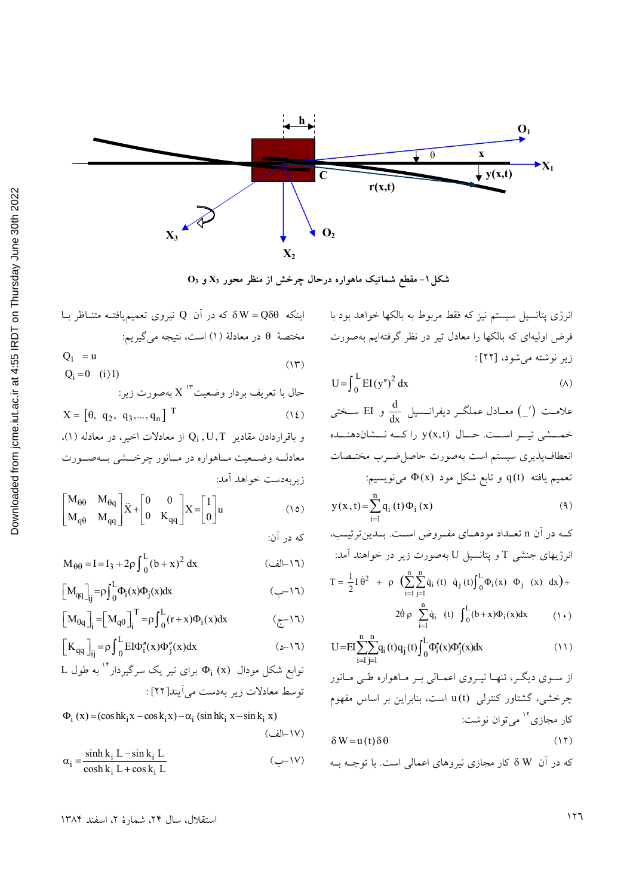شکل ۱- مقطع شماتیک ماهواره درحال چرخش از منظر محور $X_3$ و $O_3$

انرژی پتانسیل سیستم نیز که فقط مربوط به بالکها خواهد بود با فرض اولیه‌ای که بالکها را معادل تیر در نظر گرفته‌ایم به‌صورت زیر نوشته می‌شود، [۲۲]:

$$U = \int_0^L EI (y'')^2 \, dx \qquad (۸)$$

علامت $(\_')$ معادل عملگر دیفرانسیل $\frac{d}{dx}$ و $EI$ سختی خمشی تیر است. حال $y(x,t)$ را که نشان‌دهنده انعطاف‌پذیری سیستم است به‌صورت حاصل‌ضرب مختصات تعمیم یافته $q(t)$ و تابع شکل مود $\Phi(x)$ می‌نویسیم:

$$y(x,t) = \sum_{i=1}^{n} q_i(t)\Phi_i(x) \qquad (۹)$$

که در آن n تعداد مودهای مفروض است. بدین‌ترتیب، انرژیهای جنبش $T$ و پتانسیل $U$ به‌صورت زیر در خواهند آمد:

$$T = \frac{1}{2} I \dot{\theta}^2 + \rho \left( \sum_{i=1}^{n}\sum_{j=1}^{n} \dot{q}_i(t)\ \dot{q}_j(t) \int_0^L \Phi_i(x)\ \Phi_j(x)\ dx \right) + 2\dot{\theta}\rho \sum_{i=1}^{n} \dot{q}_i(t) \int_0^L (b+x)\Phi_i(x)dx \qquad (۱۰)$$

$$U = EI \sum_{i=1}^{n}\sum_{j=1}^{n} q_i(t) q_j(t) \int_0^L \Phi_i''(x)\Phi_j''(x)dx \qquad (۱۱)$$

از سوی دیگر، تنها نیروی اعمالی بر ماهواره طی مانور چرخشی، گشتاور کنترلی $u(t)$ است، بنابراین بر اساس مفهوم کار مجازی [۱۲] می‌توان نوشت:

$$\delta W = u(t)\delta\theta \qquad (۱۲)$$

که در آن $\delta W$ کار مجازی نیروهای اعمالی است. با توجه به اینکه $\delta W = Q\delta\theta$ که در آن $Q$ نیروی تعمیم‌یافته متناظر با مختصهٔ $\theta$ در معادلهٔ (۱) است، نتیجه می‌گیریم:

$$Q_1 = u \qquad Q_i = 0 \quad (i \rangle 1) \qquad (۱۳)$$

حال با تعریف بردار وضعیت [۱۳] $X$ به‌صورت زیر:

$$X = [\theta,\ q_2,\ q_3, ..., q_n]^T \qquad (۱۴)$$

و باقراردادن مقادیر $Q_i, U, T$ از معادلات اخیر، در معادله (۱)، معادلهٔ وضعیت ماهواره در مانور چرخشی به‌صورت زیربه‌دست خواهد آمد:

$$\begin{bmatrix} M_{\theta\theta} & M_{\theta q} \\ M_{q\theta} & M_{qq} \end{bmatrix} \ddot{X} + \begin{bmatrix} 0 & 0 \\ 0 & K_{qq} \end{bmatrix} X = \begin{bmatrix} 1 \\ 0 \end{bmatrix} u \qquad (۱۵)$$

که در آن:

$$M_{\theta\theta} = I = I_3 + 2\rho \int_0^L (b+x)^2 \, dx \qquad (\text{الف-۱۶})$$

$$\left[M_{qq}\right]_{ij} = \rho \int_0^L \Phi_i(x)\Phi_j(x)dx \qquad (\text{ب-۱۶})$$

$$\left[M_{\theta q}\right]_i = \left[M_{q\theta}\right]_i^T = \rho \int_0^L (r+x)\Phi_i(x)dx \qquad (\text{ج-۱۶})$$

$$\left[K_{qq}\right]_{ij} = \rho \int_0^L EI\Phi_i''(x)\Phi_j''(x)dx \qquad (\text{د-۱۶})$$

توابع شکل مودال $\Phi_i(x)$ برای تیر یک سرگیردار [۱۴] به طول L توسط معادلات زیر به‌دست می‌آیند[۲۲]:

$$\Phi_i(x) = (\cosh k_i x - \cos k_i x) - \alpha_i(\sinh k_i x - \sin k_i x) \qquad (\text{الف-۱۷})$$

$$\alpha_i = \frac{\sinh k_i L - \sin k_i L}{\cosh k_i L + \cos k_i L} \qquad (\text{ب-۱۷})$$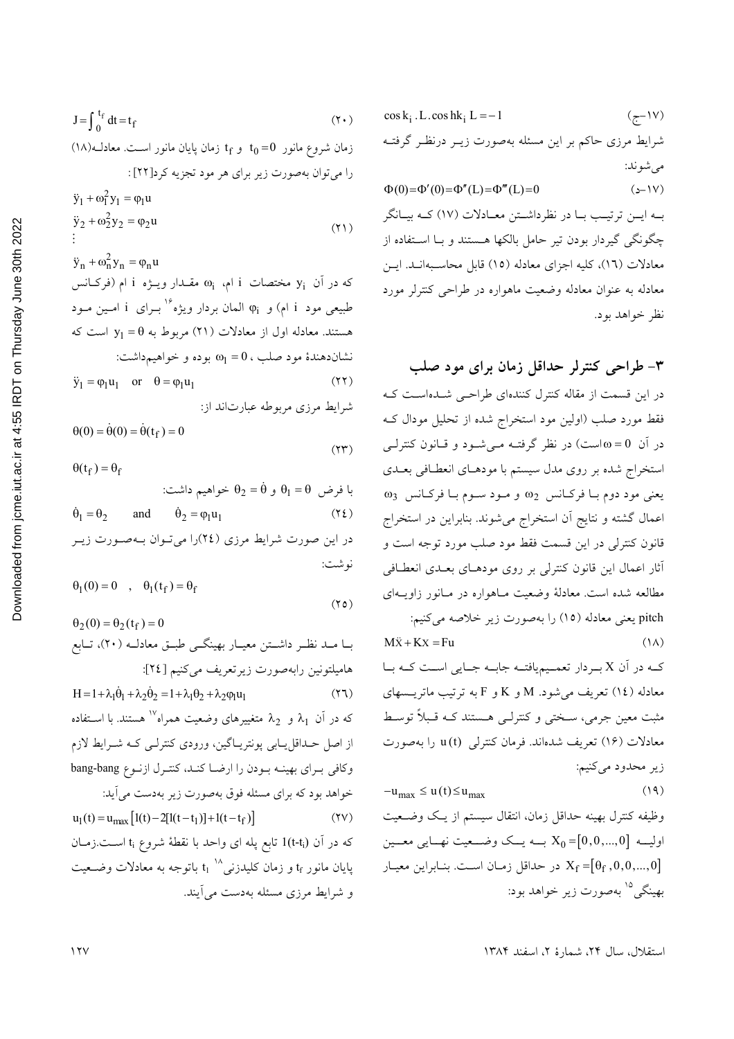$$\cos k_i \,.\, L \,.\, \cosh k_i \, L = -1 \qquad \text{(۱۷-ج)}$$

شرایط مرزی حاکم بر این مسئله به‌صورت زیر درنظر گرفته می‌شوند:

$$\Phi(0) = \Phi'(0) = \Phi''(L) = \Phi'''(L) = 0 \qquad \text{(۱۷-د)}$$

به این ترتیب با در نظرداشتن معادلات (۱۷) که بیانگر چگونگی گیردار بودن تیر حامل بالکها هستند و با استفاده از معادلات (۱۶)، کلیه اجزای معادله (۱۵) قابل محاسبه‌اند. این معادله به عنوان معادله وضعیت ماهواره در طراحی کنترلر مورد نظر خواهد بود.

## ۳- طراحی کنترلر حداقل زمان برای مود صلب

در این قسمت از مقاله کنترل کننده‌ای طراحی شده‌است که فقط مود صلب (اولین مود استخراج شده از تحلیل مودال که در آن $\omega = 0$ است) در نظر گرفته می‌شود و قانون کنترلی استخراج شده بر روی مدل سیستم با مودهای انعطافی بعدی یعنی مود دوم با فرکانس $\omega_2$ و مود سوم با فرکانس $\omega_3$ اعمال گشته و نتایج آن استخراج می‌شوند. بنابراین در استخراج قانون کنترلی در این قسمت فقط مود صلب مورد توجه است و آثار اعمال این قانون کنترلی بر روی مودهای بعدی انعطافی مطالعه شده است. معادلهٔ وضعیت ماهواره در مانور زاویه‌ای pitch یعنی معادله (۱۵) را به‌صورت زیر خلاصه می‌کنیم:

$$M\ddot{X} + KX = Fu \qquad \text{(۱۸)}$$

که در آن $X$ بردار تعمیم‌یافته جابه جایی است که با معادله (۱۴) تعریف می‌شود. $M$ و $K$ و $F$ به ترتیب ماتریسهای مثبت معین جرمی، سختی و کنترلی هستند که قبلاً توسط معادلات (۱۶) تعریف شده‌اند. فرمان کنترلی $u(t)$ را به‌صورت زیر محدود می‌کنیم:

$$-u_{max} \le u(t) \le u_{max} \qquad \text{(۱۹)}$$

وظیفه کنترل بهینه حداقل زمان، انتقال سیستم از یک وضعیت اولیه $X_0 = [0,0,...,0]$ به یک وضعیت نهایی معین $X_f = [\theta_f, 0, 0, ..., 0]$ در حداقل زمان است. بنابراین معیار بهینگی[15] به‌صورت زیر خواهد بود:

$$J = \int_0^{t_f} dt = t_f \qquad \text{(۲۰)}$$

زمان شروع مانور $t_0 = 0$ و $t_f$ زمان پایان مانور است. معادله(۱۸) را می‌توان به‌صورت زیر برای هر مود تجزیه کرد[22] :

$$\begin{aligned} &\ddot{y}_1 + \omega_1^2 y_1 = \varphi_1 u \\ &\ddot{y}_2 + \omega_2^2 y_2 = \varphi_2 u \\ &\vdots \\ &\ddot{y}_n + \omega_n^2 y_n = \varphi_n u \end{aligned} \qquad \text{(۲۱)}$$

که در آن $y_i$ مختصات i ام، $\omega_i$ مقدار ویژه i ام (فرکانس طبیعی مود i ام) و $\varphi_i$ المان بردار ویژه[16] برای i امین مود هستند. معادله اول از معادلات (۲۱) مربوط به $y_1 = \theta$ است که نشان‌دهندهٔ مود صلب، $\omega_1 = 0$ بوده و خواهیم‌داشت:

$$\ddot{y}_1 = \varphi_1 u_1 \quad \text{or} \quad \theta = \varphi_1 u_1 \qquad \text{(۲۲)}$$

شرایط مرزی مربوطه عبارت‌اند از:

$$\begin{aligned} &\theta(0) = \dot{\theta}(0) = \dot{\theta}(t_f) = 0 \\ &\theta(t_f) = \theta_f \end{aligned} \qquad \text{(۲۳)}$$

با فرض $\theta_1 = \theta$ و $\theta_2 = \dot{\theta}$ خواهیم داشت:

$$\dot{\theta}_1 = \theta_2 \qquad \text{and} \qquad \dot{\theta}_2 = \varphi_1 u_1 \qquad \text{(۲۴)}$$

در این صورت شرایط مرزی (۲۴)را می‌توان به‌صورت زیر نوشت:

$$\begin{aligned} &\theta_1(0) = 0 \quad , \quad \theta_1(t_f) = \theta_f \\ &\theta_2(0) = \theta_2(t_f) = 0 \end{aligned} \qquad \text{(۲۵)}$$

با مد نظر داشتن معیار بهینگی طبق معادله (۲۰)، تابع هامیلتونین رابه‌صورت زیرتعریف می‌کنیم [24]:

$$H = 1 + \lambda_1\dot{\theta}_1 + \lambda_2\dot{\theta}_2 = 1 + \lambda_1\theta_2 + \lambda_2\varphi_1 u_1 \qquad \text{(۲۶)}$$

که در آن $\lambda_1$ و $\lambda_2$ متغییرهای وضعیت همراه[17] هستند. با استفاده از اصل حداقل‌یابی پونتریاگین، ورودی کنترلی که شرایط لازم وکافی برای بهینه بودن را ارضا کند، کنترل ازنوع bang-bang خواهد بود که برای مسئله فوق به‌صورت زیر به‌دست می‌آید:

$$u_1(t) = u_{max}\left[1(t) - 2[1(t - t_1)] + 1(t - t_f)\right] \qquad \text{(۲۷)}$$

که در آن $1(t-t_i)$ تابع پله ای واحد با نقطهٔ شروع $t_i$ است.زمان پایان مانور $t_f$ و زمان کلیدزنی[18] $t_1$ باتوجه به معادلات وضعیت و شرایط مرزی مسئله به‌دست می‌آیند.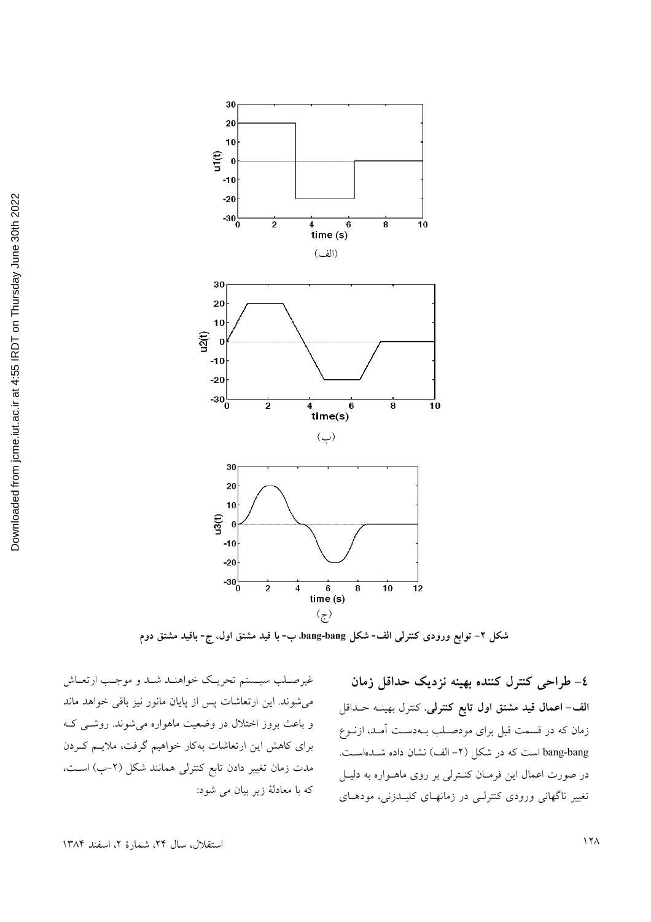(الف)

(ب)

(ج)

شکل ۲- توابع ورودی کنترلی الف- شکل bang-bang، ب- با قید مشتق اول، ج- باقید مشتق دوم

## ٤- طراحی کنترل کننده بهینه نزدیک حداقل زمان

**الف- اعمال قید مشتق اول تابع کنترلی.** کنترل بهینه حداقل زمان که در قسمت قبل برای مودصلب بهدست آمد، ازنوع bang-bang است که در شکل (۲- الف) نشان داده شدهاست. در صورت اعمال این فرمان کنترلی بر روی ماهواره به دلیل تغییر ناگهانی ورودی کنترلی در زمانهای کلیدزنی، مودهای غیرصلب سیستم تحریک خواهند شد و موجب ارتعاش میشوند. این ارتعاشات پس از پایان مانور نیز باقی خواهد ماند و باعث بروز اختلال در وضعیت ماهواره میشوند. روشی که برای کاهش این ارتعاشات بهکار خواهیم گرفت، ملایم کردن مدت زمان تغییر دادن تابع کنترلی همانند شکل (۲-ب) است، که با معادلهٔ زیر بیان می شود: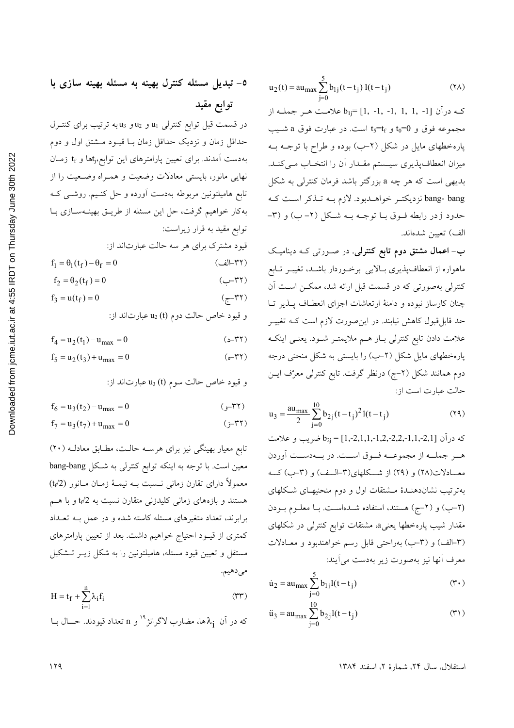$$u_2(t) = au_{max} \sum_{j=0}^{5} b_{1j}(t - t_j)\, 1(t - t_j) \tag{۲۸}$$

که درآن $b_{1j} = [1, -1, -1, 1, 1, -1]$ علامت هر جمله از مجموعه فوق و $t_0=0$ و $t_5=t_f$ است. در عبارت فوق a شیب پاره‌خطهای مایل در شکل (۲-ب) بوده و طراح با توجه به میزان انعطاف‌پذیری سیستم مقدار آن را انتخاب می‌کند. بدیهی است که هر چه a بزرگتر باشد فرمان کنترلی به شکل bang- bang نزدیکتر خواهدبود. لازم به تذکر است که حدود j در رابطه فوق با توجه به شکل (۲- ب) و (۳- الف) تعیین شده‌اند.

**ب- اعمال مشتق دوم تابع کنترلی.** در صورتی که دینامیک ماهواره از انعطاف‌پذیری بالایی برخوردار باشد، تغییر تابع کنترلی به‌صورتی که در قسمت قبل ارائه شد، ممکن است آن چنان کارساز نبوده و دامنهٔ ارتعاشات اجزای انعطاف پذیر تا حد قابل‌قبول کاهش نیابند. در این‌صورت لازم است که تغییر علامت دادن تابع کنترلی باز هم ملایمتر شود. یعنی اینکه پاره‌خطهای مایل شکل (۲-ب) را بایستی به شکل منحنی درجه دوم همانند شکل (۲-ج) درنظر گرفت. تابع کنترلی معرّف این حالت عبارت است از:

$$u_3 = \frac{au_{max}}{2} \sum_{j=0}^{10} b_{2j}(t - t_j)^2 1(t - t_j) \tag{۲۹}$$

که درآن $b_{2j} = [1,-2,1,1,-1,2,-2,2,-1,1,-2,1]$ ضریب و علامت هر جمله از مجموعه فوق است. در به‌دست آوردن معادلات(۲۸) و (۲۹) از شکلهای(۳-الف) و (۳-ب) که به‌ترتیب نشان‌دهندهٔ مشتقات اول و دوم منحنیهای شکلهای (۲-ب) و (۲-ج) هستند، استفاده شده‌است. با معلوم بودن مقدار شیب پاره‌خطها یعنی a، مشتقات توابع کنترلی در شکلهای (۳-الف) و (۳-ب) به‌راحتی قابل رسم خواهندبود و معادلات معرف آنها نیز به‌صورت زیر به‌دست می‌آیند:

$$\dot{u}_2 = au_{max} \sum_{j=0}^{5} b_{1j} 1(t - t_j) \tag{۳۰}$$

$$\ddot{u}_3 = au_{max} \sum_{j=0}^{10} b_{2j} 1(t - t_j) \tag{۳۱}$$

## ۵- تبدیل مسئله کنترل بهینه به مسئله بهینه سازی با توابع مقید

در قسمت قبل توابع کنترلی $u_1$ و $u_2$ و $u_3$ به ترتیب برای کنترل حداقل زمان و نزدیک حداقل زمان با قیود مشتق اول و دوم به‌دست آمدند. برای تعیین پارامترهای این توابع، $t_j$ها و $t_f$ زمان نهایی مانور، بایستی معادلات وضعیت و همراه وضعیت را از تابع هامیلتونین مربوطه به‌دست آورده و حل کنیم. روشی که به‌کار خواهیم گرفت، حل این مسئله از طریق بهینه‌سازی با توابع مقید در قرار زیراست:

قیود مشترک برای هر سه حالت عبارت‌اند از:

$$f_1 = \theta_1(t_f) - \theta_f = 0 \tag{۳۲-الف}$$

$$f_2 = \theta_2(t_f) = 0 \tag{۳۲-ب}$$

$$f_3 = u(t_f) = 0 \tag{۳۲-ج}$$

و قیود خاص حالت دوم $u_2(t)$ عبارت‌اند از:

$$f_4 = u_2(t_1) - u_{max} = 0 \tag{۳۲-د}$$

$$f_5 = u_2(t_3) + u_{max} = 0 \tag{۳۲-ه}$$

و قیود خاص حالت سوم $u_3(t)$ عبارت‌اند از:

$$f_6 = u_3(t_2) - u_{max} = 0 \tag{۳۲-و}$$

$$f_7 = u_3(t_7) + u_{max} = 0 \tag{۳۲-ز}$$

تابع معیار بهینگی نیز برای هرسه حالت، مطابق معادله (۲۰) معین است. با توجه به اینکه توابع کنترلی به شکل bang-bang معمولاً دارای تقارن زمانی نسبت به نیمهٔ زمان مانور ($t_f/2$) هستند و بازه‌های زمانی کلیدزنی متقارن نسبت به $t_f/2$ و با هم برابرند، تعداد متغیرهای مسئله کاسته شده و در عمل به تعداد کمتری از قیود احتیاج خواهیم داشت. بعد از تعیین پارامترهای مستقل و تعیین قیود مسئله، هامیلتونین را به شکل زیر تشکیل می‌دهیم.

$$H = t_f + \sum_{i=1}^{n} \lambda_i f_i \tag{۳۳}$$

که در آن $\lambda_i$ها، مضارب لاگرانژ[19] و n تعداد قیودند. حال با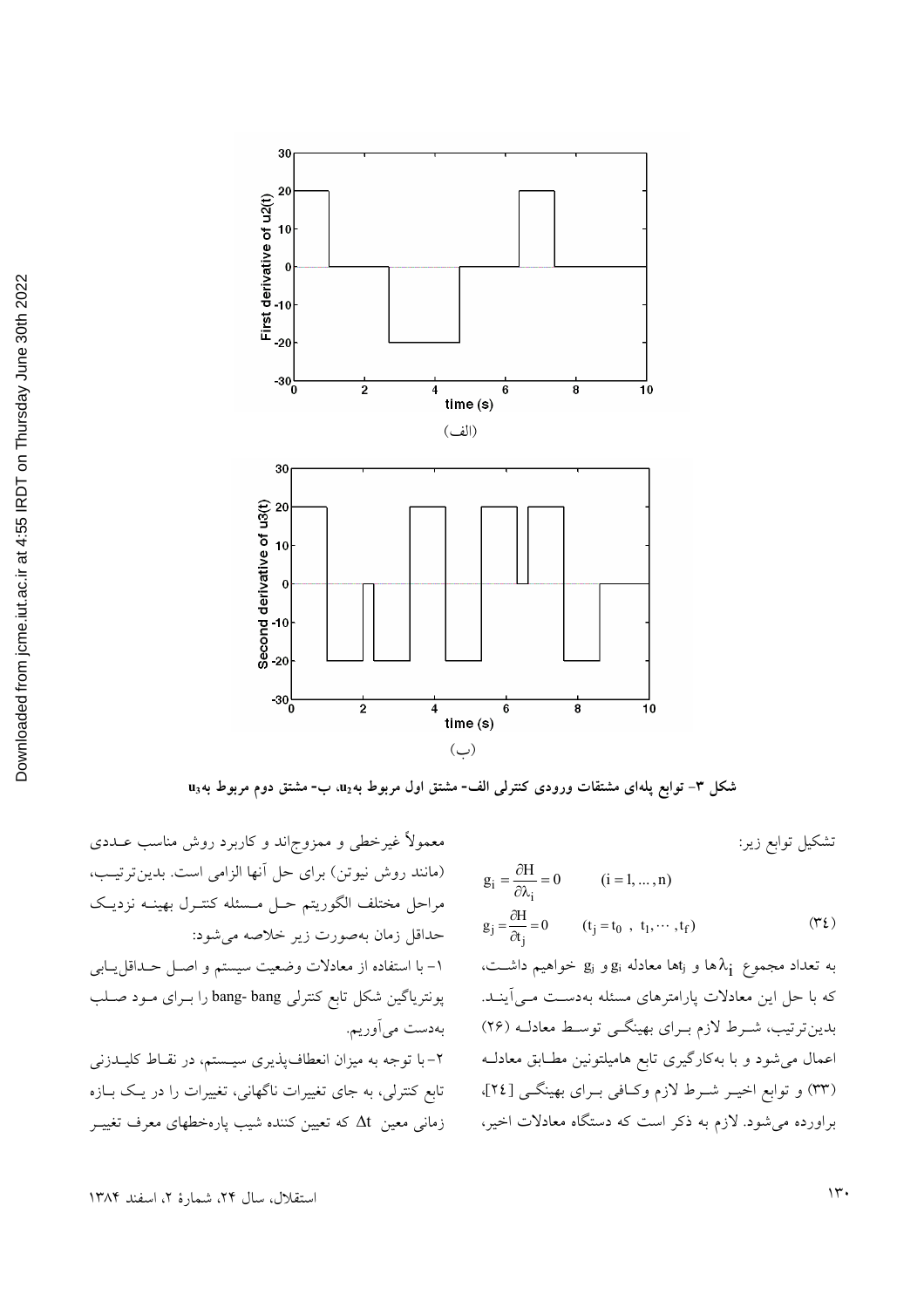شکل ۳- توابع پله‌ای مشتقات ورودی کنترلی الف- مشتق اول مربوط به $u_2$، ب- مشتق دوم مربوط به $u_3$

تشکیل توابع زیر:

$$g_i = \frac{\partial H}{\partial \lambda_i} = 0 \qquad (i = 1, \dots, n)$$

$$g_j = \frac{\partial H}{\partial t_j} = 0 \qquad (t_j = t_0 \;,\; t_1, \cdots, t_f) \tag{۳٤}$$

به تعداد مجموع $\lambda_i$ها و $t_j$ها معادله $g_i$ و $g_j$ خواهیم داشت، که با حل این معادلات پارامترهای مسئله به‌دست می‌آیند. بدین‌ترتیب، شرط لازم برای بهینگی توسط معادله (۲۶) اعمال می‌شود و با به‌کارگیری تابع هامیلتونین مطابق معادله (۳۳) و توابع اخیر شرط لازم وکافی برای بهینگی [۲٤]، براورده می‌شود. لازم به ذکر است که دستگاه معادلات اخیر، معمولاً غیرخطی و ممزوج‌اند و کاربرد روش مناسب عددی (مانند روش نیوتن) برای حل آنها الزامی است. بدین‌ترتیب، مراحل مختلف الگوریتم حل مسئله کنترل بهینه نزدیک حداقل زمان به‌صورت زیر خلاصه می‌شود:

۱- با استفاده از معادلات وضعیت سیستم و اصل حداقل‌یابی پونتریاگین شکل تابع کنترلی bang- bang را برای مود صلب به‌دست می‌آوریم.

۲- با توجه به میزان انعطاف‌پذیری سیستم، در نقاط کلیدزنی تابع کنترلی، به جای تغییرات ناگهانی، تغییرات را در یک بازه زمانی معین $\Delta t$ که تعیین کننده شیب پاره‌خطهای معرف تغییر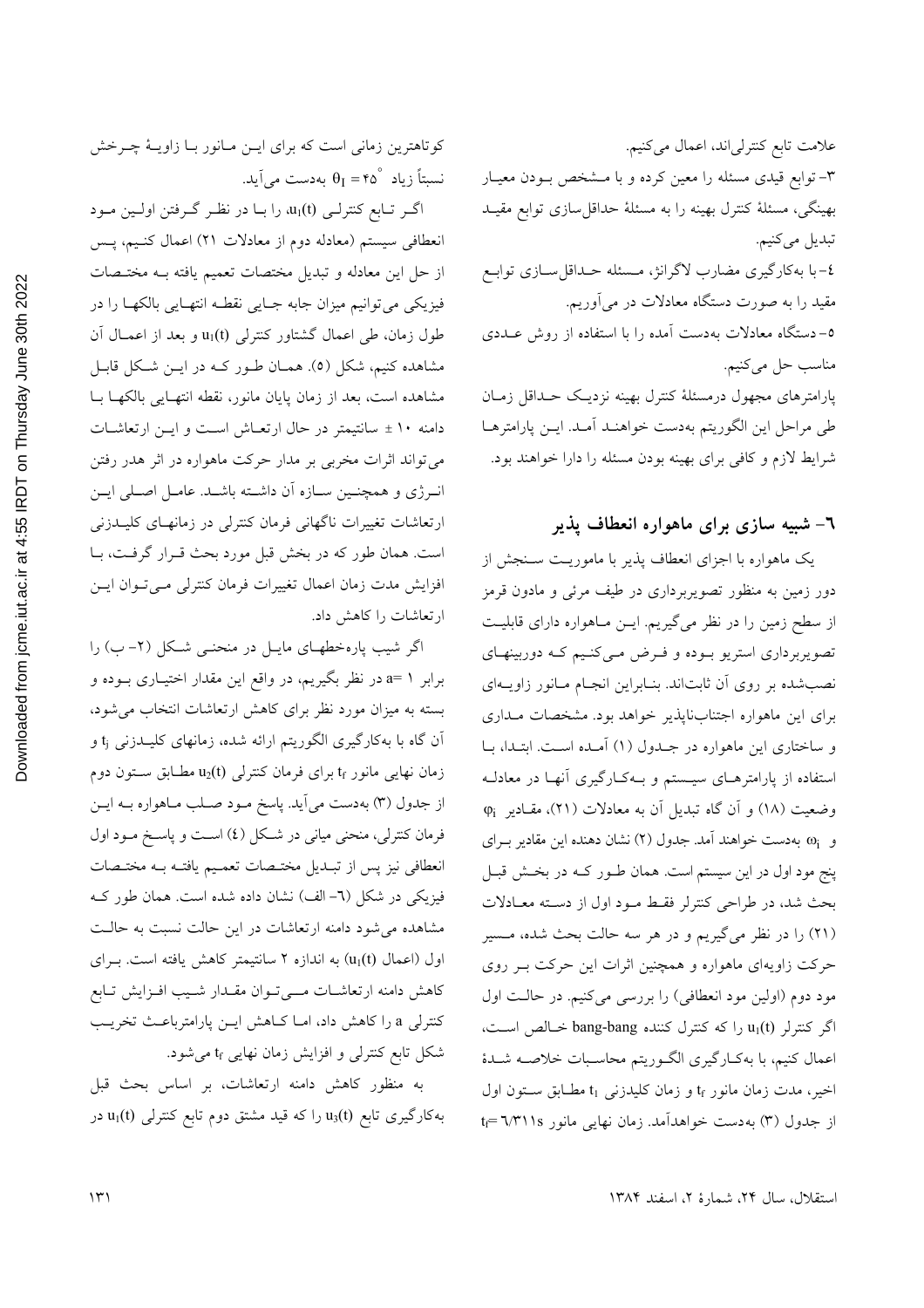علامت تابع کنترلی‌اند، اعمال می‌کنیم.

۳- توابع قیدی مسئله را معین کرده و با مشخص بودن معیار بهینگی، مسئلهٔ کنترل بهینه را به مسئلهٔ حداقل‌سازی توابع مقید تبدیل می‌کنیم.

٤- با به‌کارگیری مضارب لاگرانژ، مسئله حداقل‌سازی توابع مقید را به صورت دستگاه معادلات در می‌آوریم.

٥- دستگاه معادلات به‌دست آمده را با استفاده از روش عددی مناسب حل می‌کنیم.

پارامترهای مجهول درمسئلهٔ کنترل بهینه نزدیک حداقل زمان طی مراحل این الگوریتم به‌دست خواهند آمد. این پارامترها شرایط لازم و کافی برای بهینه بودن مسئله را دارا خواهند بود.

## ٦- شبیه سازی برای ماهواره انعطاف پذیر

یک ماهواره با اجزای انعطاف پذیر با ماموریت سنجش از دور زمین به منظور تصویربرداری در طیف مرئی و مادون قرمز از سطح زمین را در نظر می‌گیریم. این ماهواره دارای قابلیت تصویربرداری استریو بوده و فرض می‌کنیم که دوربینهای نصب‌شده بر روی آن ثابت‌اند. بنابراین انجام مانور زاویه‌ای برای این ماهواره اجتناب‌ناپذیر خواهد بود. مشخصات مداری و ساختاری این ماهواره در جدول (۱) آمده است. ابتدا، با استفاده از پارامترهای سیستم و به‌کارگیری آنها در معادله وضعیت (۱۸) و آن گاه تبدیل آن به معادلات (۲۱)، مقادیر $\varphi_i$ و $\omega_i$ به‌دست خواهند آمد. جدول (۲) نشان دهنده این مقادیر برای پنج مود اول در این سیستم است. همان طور که در بخش قبل بحث شد، در طراحی کنترلر فقط مود اول از دسته معادلات (۲۱) را در نظر می‌گیریم و در هر سه حالت بحث شده، مسیر حرکت زاویه‌ای ماهواره و همچنین اثرات این حرکت بر روی مود دوم (اولین مود انعطافی) را بررسی می‌کنیم. در حالت اول اگر کنترلر $u_1(t)$ را که کنترل کننده bang-bang خالص است، اعمال کنیم، با به‌کارگیری الگوریتم محاسبات خلاصه شدهٔ اخیر، مدت زمان مانور $t_f$ و زمان کلیدزنی $t_1$ مطابق ستون اول از جدول (۳) به‌دست خواهدآمد. زمان نهایی مانور $t_f$=٦/٣١١s کوتاهترین زمانی است که برای این مانور با زاویهٔ چرخش نسبتاً زیاد $\theta_f = 45^\circ$ به‌دست می‌آید.

اگر تابع کنترلی $u_1(t)$، را با در نظر گرفتن اولین مود انعطافی سیستم (معادله دوم از معادلات ۲۱) اعمال کنیم، پس از حل این معادله و تبدیل مختصات تعمیم یافته به مختصات فیزیکی می‌توانیم میزان جابه جایی نقطه انتهایی بالکها را در طول زمان، طی اعمال گشتاور کنترلی $u_1(t)$ و بعد از اعمال آن مشاهده کنیم، شکل (٥). همان طور که در این شکل قابل مشاهده است، بعد از زمان پایان مانور، نقطه انتهایی بالکها با دامنه ۱۰ ± سانتیمتر در حال ارتعاش است و این ارتعاشات می‌تواند اثرات مخربی بر مدار حرکت ماهواره در اثر هدر رفتن انرژی و همچنین سازه آن داشته باشد. عامل اصلی این ارتعاشات تغییرات ناگهانی فرمان کنترلی در زمانهای کلیدزنی است. همان طور که در بخش قبل مورد بحث قرار گرفت، با افزایش مدت زمان اعمال تغییرات فرمان کنترلی می‌توان این ارتعاشات را کاهش داد.

اگر شیب پاره‌خطهای مایل در منحنی شکل (۲- ب) را برابر ۱ =a در نظر بگیریم، در واقع این مقدار اختیاری بوده و بسته به میزان مورد نظر برای کاهش ارتعاشات انتخاب می‌شود، آن گاه با به‌کارگیری الگوریتم ارائه شده، زمانهای کلیدزنی $t_j$ و زمان نهایی مانور $t_f$ برای فرمان کنترلی $u_2(t)$ مطابق ستون دوم از جدول (۳) به‌دست می‌آید. پاسخ مود صلب ماهواره به این فرمان کنترلی، منحنی میانی در شکل (٤) است و پاسخ مود اول انعطافی نیز پس از تبدیل مختصات تعمیم یافته به مختصات فیزیکی در شکل (٦- الف) نشان داده شده است. همان طور که مشاهده می‌شود دامنه ارتعاشات در این حالت نسبت به حالت اول (اعمال $u_1(t)$) به اندازه ۲ سانتیمتر کاهش یافته است. برای کاهش دامنه ارتعاشات می‌توان مقدار شیب افزایش تابع کنترلی a را کاهش داد، اما کاهش این پارامترباعث تخریب شکل تابع کنترلی و افزایش زمان نهایی $t_f$ می‌شود.

به منظور کاهش دامنه ارتعاشات، بر اساس بحث قبل به‌کارگیری تابع $u_3(t)$ را که قید مشتق دوم تابع کنترلی $u_1(t)$ در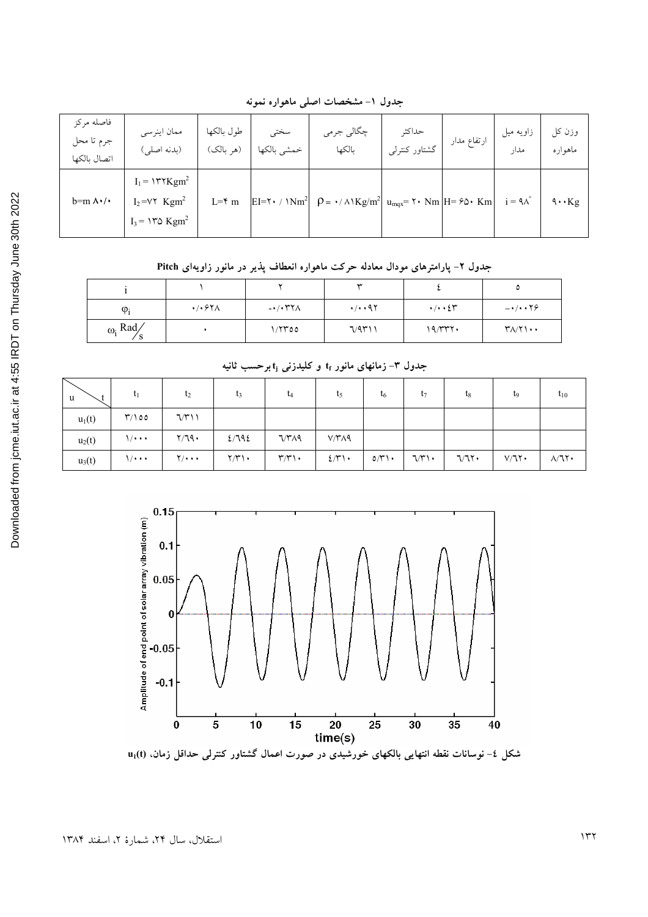جدول ۱- مشخصات اصلی ماهواره نمونه

| وزن کل ماهواره | زاویه میل مدار | ارتفاع مدار | حداکثر گشتاور کنترلی | چگالی جرمی بالکها | سختی خمشی بالکها | طول بالکها (هر بالک) | ممان اینرسی (بدنه اصلی) | فاصله مرکز جرم تا محل اتصال بالکها |
|---|---|---|---|---|---|---|---|---|
| ۹۰۰Kg | $i = ۹۸^{\circ}$ | H= ۶۵۰ Km | $u_{max}$= ۲۰ Nm | $\rho$ = ۰/۸۱Kg/m² | EI=۲۰ / ۱Nm² | L=۴ m | $I_1$ = ۱۳۲Kgm², $I_2$ =۷۲ Kgm², $I_3$ = ۱۳۵ Kgm² | b=m ۸۰/۰ |

جدول ۲- پارامترهای مودال معادله حرکت ماهواره انعطاف پذیر در مانور زاویه‌ای Pitch

| i | ۱ | ۲ | ۳ | ٤ | ۵ |
|---|---|---|---|---|---|
| $\varphi_i$ | ۰/۰۶۲۸ | -۰/۰۳۲۸ | ۰/۰۰۹۲ | ۰/۰۰٤۳ | -۰/۰۰۲۶ |
| $\omega_i$ Rad/s | ۰ | ۱/۲۳۵۵ | ٦/۹۳۱۱ | ۱۹/۳۳۲۰ | ۳۸/۲۱۰۰ |

جدول ۳- زمانهای مانور $t_f$ و کلیدزنی $t_j$ برحسب ثانیه

| u \ t | $t_1$ | $t_2$ | $t_3$ | $t_4$ | $t_5$ | $t_6$ | $t_7$ | $t_8$ | $t_9$ | $t_{10}$ |
|---|---|---|---|---|---|---|---|---|---|---|
| $u_1(t)$ | ۳/۱۵۵ | ٦/۳۱۱ | | | | | | | | |
| $u_2(t)$ | ۱/۰۰۰ | ۲/٦۹۰ | ٤/٦۹٤ | ٦/۳۸۹ | ۷/۳۸۹ | | | | | |
| $u_3(t)$ | ۱/۰۰۰ | ۲/۰۰۰ | ۲/۳۱۰ | ۳/۳۱۰ | ٤/۳۱۰ | ٥/۳۱۰ | ٦/۳۱۰ | ٦/٦۲۰ | ۷/٦۲۰ | ۸/٦۲۰ |

شکل ٤- نوسانات نقطه انتهایی بالکهای خورشیدی در صورت اعمال گشتاور کنترلی حداقل زمان، $u_1(t)$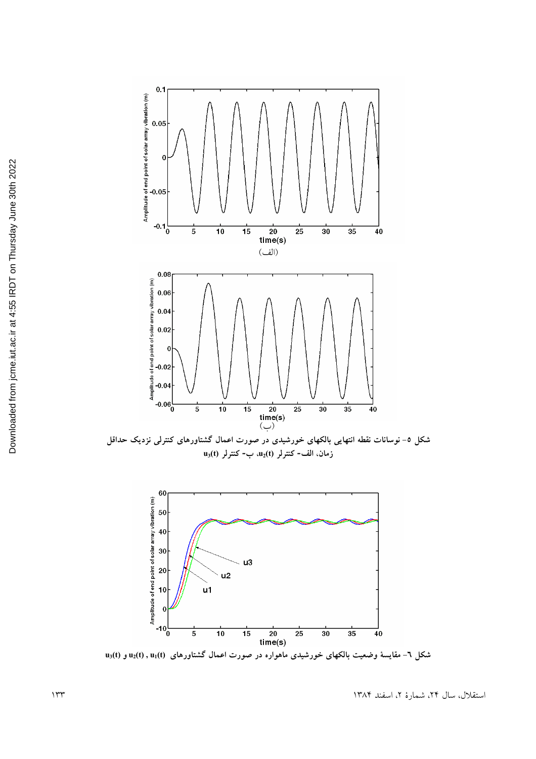(الف)

(ب)

شکل ۵- نوسانات نقطه انتهایی بالکهای خورشیدی در صورت اعمال گشتاورهای کنترلی نزدیک حداقل زمان، الف- کنترلر $u_2(t)$، ب- کنترلر $u_3(t)$

شکل ٦- مقایسهٔ وضعیت بالکهای خورشیدی ماهواره در صورت اعمال گشتاورهای $u_1(t)$ ، $u_2(t)$ و $u_3(t)$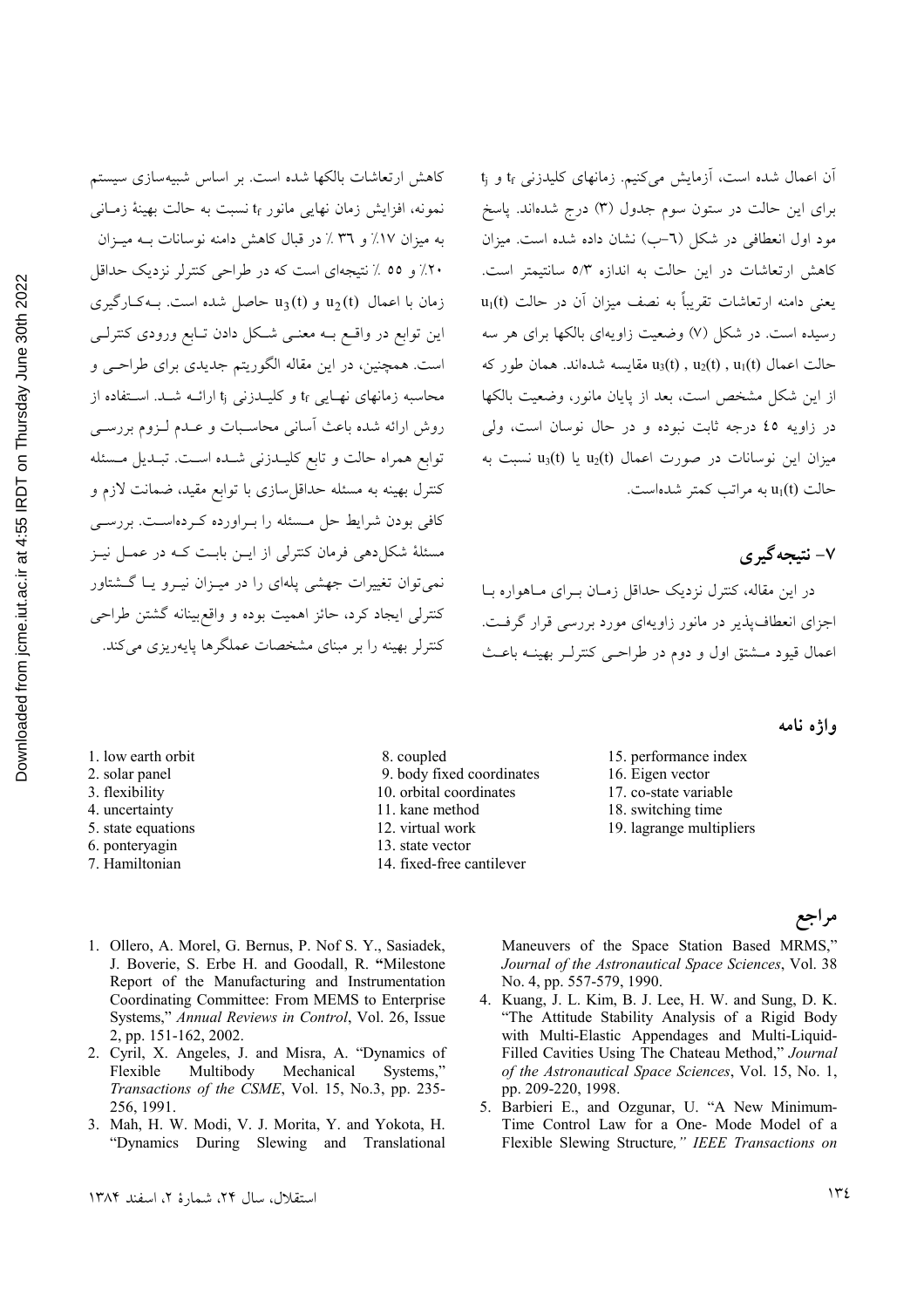آن اعمال شده است، آزمایش می‌کنیم. زمانهای کلیدزنی $t_f$ و $t_j$ برای این حالت در ستون سوم جدول (۳) درج شده‌اند. پاسخ مود اول انعطافی در شکل (۶-ب) نشان داده شده است. میزان کاهش ارتعاشات در این حالت به اندازه ۵/۳ سانتیمتر است. یعنی دامنه ارتعاشات تقریباً به نصف میزان آن در حالت $u_1(t)$ رسیده است. در شکل (۷) وضعیت زاویه‌ای بالکها برای هر سه حالت اعمال $u_3(t)$ , $u_2(t)$ , $u_1(t)$ مقایسه شده‌اند. همان طور که از این شکل مشخص است، بعد از پایان مانور، وضعیت بالکها در زاویه ۴۵ درجه ثابت نبوده و در حال نوسان است، ولی میزان این نوسانات در صورت اعمال $u_2(t)$ یا $u_3(t)$ نسبت به حالت $u_1(t)$ به مراتب کمتر شده‌است.

## ۷- نتیجه گیری

در این مقاله، کنترل نزدیک حداقل زمان برای ماهواره با اجزای انعطاف‌پذیر در مانور زاویه‌ای مورد بررسی قرار گرفت. اعمال قیود مشتق اول و دوم در طراحی کنترلر بهینه باعث کاهش ارتعاشات بالکها شده است. بر اساس شبیه‌سازی سیستم نمونه، افزایش زمان نهایی مانور $t_f$ نسبت به حالت بهینهٔ زمانی به میزان ۱۷٪ و ۳۶ ٪ در قبال کاهش دامنه نوسانات به میزان ۲۰٪ و ۵۵ ٪ نتیجه‌ای است که در طراحی کنترلر نزدیک حداقل زمان با اعمال $u_2(t)$ و $u_3(t)$ حاصل شده است. به‌کارگیری این توابع در واقع به معنی شکل دادن تابع ورودی کنترلی است. همچنین، در این مقاله الگوریتم جدیدی برای طراحی و محاسبه زمانهای نهایی $t_f$ و کلیدزنی $t_j$ ارائه شد. استفاده از روش ارائه شده باعث آسانی محاسبات و عدم لزوم بررسی توابع همراه حالت و تابع کلیدزنی شده است. تبدیل مسئله کنترل بهینه به مسئله حداقل‌سازی با توابع مقید، ضمانت لازم و کافی بودن شرایط حل مسئله را برآورده کرده‌است. بررسی مسئلهٔ شکل‌دهی فرمان کنترلی از این بابت که در عمل نیز نمی‌توان تغییرات جهشی پله‌ای را در میزان نیرو یا گشتاور کنترلی ایجاد کرد، حائز اهمیت بوده و واقع‌بینانه گشتن طراحی کنترلر بهینه را بر مبنای مشخصات عملگرها پایه‌ریزی می‌کند.

### واژه نامه

1. low earth orbit
2. solar panel
3. flexibility
4. uncertainty
5. state equations
6. ponteryagin
7. Hamiltonian
8. coupled
9. body fixed coordinates
10. orbital coordinates
11. kane method
12. virtual work
13. state vector
14. fixed-free cantilever
15. performance index
16. Eigen vector
17. co-state variable
18. switching time
19. lagrange multipliers

## مراجع

1. Ollero, A. Morel, G. Bernus, P. Nof S. Y., Sasiadek, J. Boverie, S. Erbe H. and Goodall, R. "Milestone Report of the Manufacturing and Instrumentation Coordinating Committee: From MEMS to Enterprise Systems," *Annual Reviews in Control*, Vol. 26, Issue 2, pp. 151-162, 2002.
2. Cyril, X. Angeles, J. and Misra, A. "Dynamics of Flexible Multibody Mechanical Systems," *Transactions of the CSME*, Vol. 15, No.3, pp. 235-256, 1991.
3. Mah, H. W. Modi, V. J. Morita, Y. and Yokota, H. "Dynamics During Slewing and Translational Maneuvers of the Space Station Based MRMS," *Journal of the Astronautical Space Sciences*, Vol. 38 No. 4, pp. 557-579, 1990.
4. Kuang, J. L. Kim, B. J. Lee, H. W. and Sung, D. K. "The Attitude Stability Analysis of a Rigid Body with Multi-Elastic Appendages and Multi-Liquid-Filled Cavities Using The Chateau Method," *Journal of the Astronautical Space Sciences*, Vol. 15, No. 1, pp. 209-220, 1998.
5. Barbieri E., and Ozgunar, U. "A New Minimum-Time Control Law for a One- Mode Model of a Flexible Slewing Structure," *IEEE Transactions on*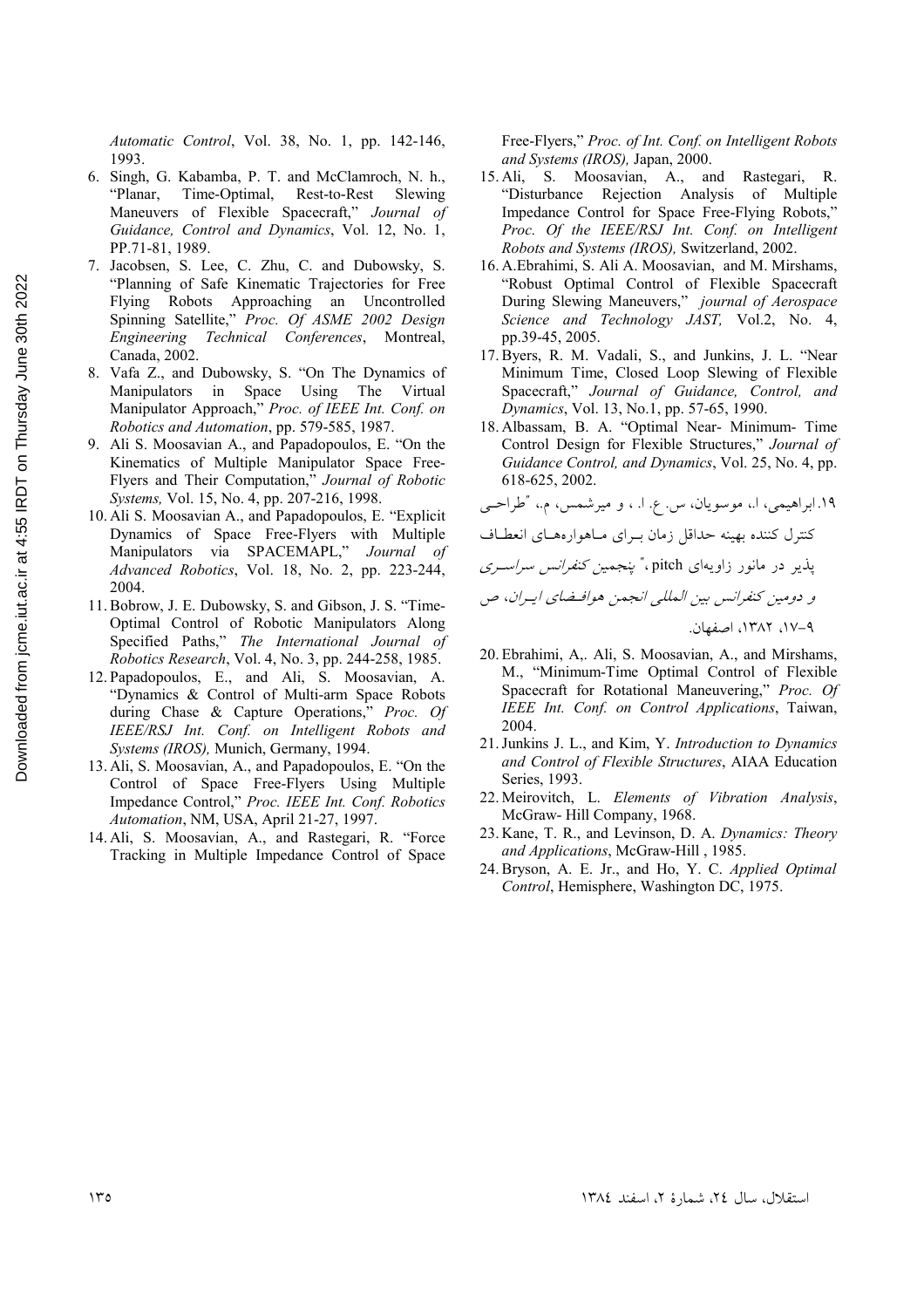*Automatic Control*, Vol. 38, No. 1, pp. 142-146, 1993.

6. Singh, G. Kabamba, P. T. and McClamroch, N. h., "Planar, Time-Optimal, Rest-to-Rest Slewing Maneuvers of Flexible Spacecraft," *Journal of Guidance, Control and Dynamics*, Vol. 12, No. 1, PP.71-81, 1989.
7. Jacobsen, S. Lee, C. Zhu, C. and Dubowsky, S. "Planning of Safe Kinematic Trajectories for Free Flying Robots Approaching an Uncontrolled Spinning Satellite," *Proc. Of ASME 2002 Design Engineering Technical Conferences*, Montreal, Canada, 2002.
8. Vafa Z., and Dubowsky, S. "On The Dynamics of Manipulators in Space Using The Virtual Manipulator Approach," *Proc. of IEEE Int. Conf. on Robotics and Automation*, pp. 579-585, 1987.
9. Ali S. Moosavian A., and Papadopoulos, E. "On the Kinematics of Multiple Manipulator Space Free-Flyers and Their Computation," *Journal of Robotic Systems,* Vol. 15, No. 4, pp. 207-216, 1998.
10. Ali S. Moosavian A., and Papadopoulos, E. "Explicit Dynamics of Space Free-Flyers with Multiple Manipulators via SPACEMAPL," *Journal of Advanced Robotics*, Vol. 18, No. 2, pp. 223-244, 2004.
11. Bobrow, J. E. Dubowsky, S. and Gibson, J. S. "Time-Optimal Control of Robotic Manipulators Along Specified Paths," *The International Journal of Robotics Research*, Vol. 4, No. 3, pp. 244-258, 1985.
12. Papadopoulos, E., and Ali, S. Moosavian, A. "Dynamics & Control of Multi-arm Space Robots during Chase & Capture Operations," *Proc. Of IEEE/RSJ Int. Conf. on Intelligent Robots and Systems (IROS),* Munich, Germany, 1994.
13. Ali, S. Moosavian, A., and Papadopoulos, E. "On the Control of Space Free-Flyers Using Multiple Impedance Control," *Proc. IEEE Int. Conf. Robotics Automation*, NM, USA, April 21-27, 1997.
14. Ali, S. Moosavian, A., and Rastegari, R. "Force Tracking in Multiple Impedance Control of Space Free-Flyers," *Proc. of Int. Conf. on Intelligent Robots and Systems (IROS),* Japan, 2000.
15. Ali, S. Moosavian, A., and Rastegari, R. "Disturbance Rejection Analysis of Multiple Impedance Control for Space Free-Flying Robots," *Proc. Of the IEEE/RSJ Int. Conf. on Intelligent Robots and Systems (IROS),* Switzerland, 2002.
16. A.Ebrahimi, S. Ali A. Moosavian, and M. Mirshams, "Robust Optimal Control of Flexible Spacecraft During Slewing Maneuvers," *journal of Aerospace Science and Technology JAST,* Vol.2, No. 4, pp.39-45, 2005.
17. Byers, R. M. Vadali, S., and Junkins, J. L. "Near Minimum Time, Closed Loop Slewing of Flexible Spacecraft," *Journal of Guidance, Control, and Dynamics*, Vol. 13, No.1, pp. 57-65, 1990.
18. Albassam, B. A. "Optimal Near- Minimum- Time Control Design for Flexible Structures," *Journal of Guidance Control, and Dynamics*, Vol. 25, No. 4, pp. 618-625, 2002.
19. ابراهیمی، ا.، موسویان، س. ع. ا. ، و میرشمس، م.، "طراحی کنترل کننده بهینه حداقل زمان برای ماهواره‌های انعطاف پذیر در مانور زاویه‌ای pitch،" *پنجمین کنفرانس سراسری و دومین کنفرانس بین المللی انجمن هوافضای ایران*، ص ۹-۱۷، ۱۳۸۲، اصفهان.
20. Ebrahimi, A,. Ali, S. Moosavian, A., and Mirshams, M., "Minimum-Time Optimal Control of Flexible Spacecraft for Rotational Maneuvering," *Proc. Of IEEE Int. Conf. on Control Applications*, Taiwan, 2004.
21. Junkins J. L., and Kim, Y. *Introduction to Dynamics and Control of Flexible Structures*, AIAA Education Series, 1993.
22. Meirovitch, L. *Elements of Vibration Analysis*, McGraw- Hill Company, 1968.
23. Kane, T. R., and Levinson, D. A. *Dynamics: Theory and Applications*, McGraw-Hill , 1985.
24. Bryson, A. E. Jr., and Ho, Y. C. *Applied Optimal Control*, Hemisphere, Washington DC, 1975.